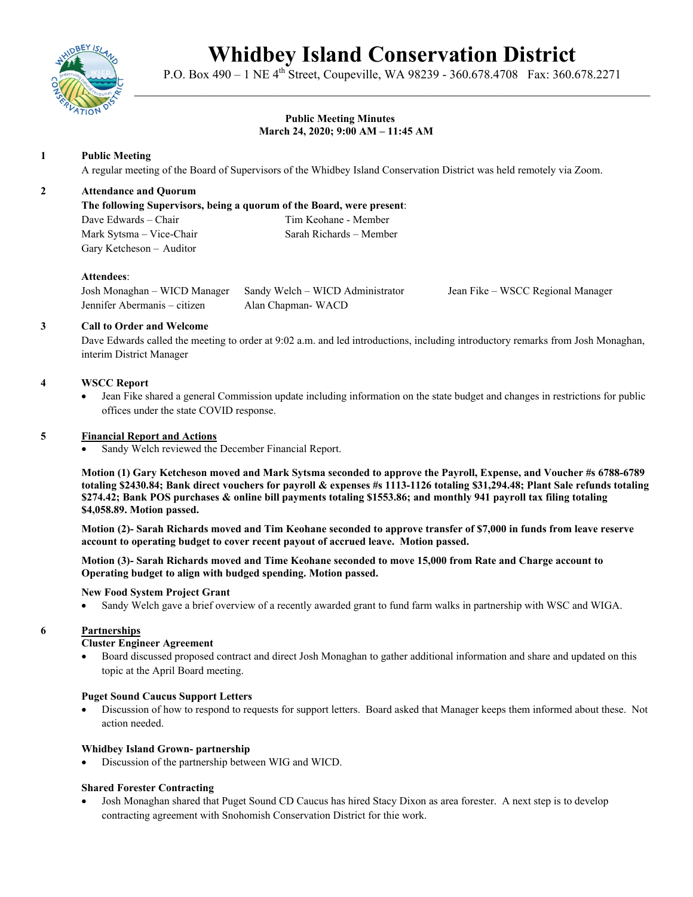# Whidbey Island Conservation District

P.O. Box 490 – 1 NE 4th Street, Coupeville, WA 98239 - 360.678.4708 Fax: 360.678.2271

**Public Meeting Minutes**
**March 24, 2020; 9:00 AM – 11:45 AM**

**1 Public Meeting**

A regular meeting of the Board of Supervisors of the Whidbey Island Conservation District was held remotely via Zoom.

**2 Attendance and Quorum**

**The following Supervisors, being a quorum of the Board, were present**:

Dave Edwards – Chair
Mark Sytsma – Vice-Chair
Gary Ketcheson – Auditor
Tim Keohane - Member
Sarah Richards – Member

**Attendees**:

Josh Monaghan – WICD Manager
Jennifer Abermanis – citizen
Sandy Welch – WICD Administrator
Alan Chapman- WACD
Jean Fike – WSCC Regional Manager

**3 Call to Order and Welcome**

Dave Edwards called the meeting to order at 9:02 a.m. and led introductions, including introductory remarks from Josh Monaghan, interim District Manager

**4 WSCC Report**

- Jean Fike shared a general Commission update including information on the state budget and changes in restrictions for public offices under the state COVID response.

**5 Financial Report and Actions**

- Sandy Welch reviewed the December Financial Report.

**Motion (1) Gary Ketcheson moved and Mark Sytsma seconded to approve the Payroll, Expense, and Voucher #s 6788-6789 totaling $2430.84; Bank direct vouchers for payroll & expenses #s 1113-1126 totaling $31,294.48; Plant Sale refunds totaling $274.42; Bank POS purchases & online bill payments totaling $1553.86; and monthly 941 payroll tax filing totaling $4,058.89. Motion passed.**

**Motion (2)- Sarah Richards moved and Tim Keohane seconded to approve transfer of $7,000 in funds from leave reserve account to operating budget to cover recent payout of accrued leave. Motion passed.**

**Motion (3)- Sarah Richards moved and Time Keohane seconded to move 15,000 from Rate and Charge account to Operating budget to align with budged spending. Motion passed.**

**New Food System Project Grant**

- Sandy Welch gave a brief overview of a recently awarded grant to fund farm walks in partnership with WSC and WIGA.

**6 Partnerships**

**Cluster Engineer Agreement**

- Board discussed proposed contract and direct Josh Monaghan to gather additional information and share and updated on this topic at the April Board meeting.

**Puget Sound Caucus Support Letters**

- Discussion of how to respond to requests for support letters. Board asked that Manager keeps them informed about these. Not action needed.

**Whidbey Island Grown- partnership**

- Discussion of the partnership between WIG and WICD.

**Shared Forester Contracting**

- Josh Monaghan shared that Puget Sound CD Caucus has hired Stacy Dixon as area forester. A next step is to develop contracting agreement with Snohomish Conservation District for thie work.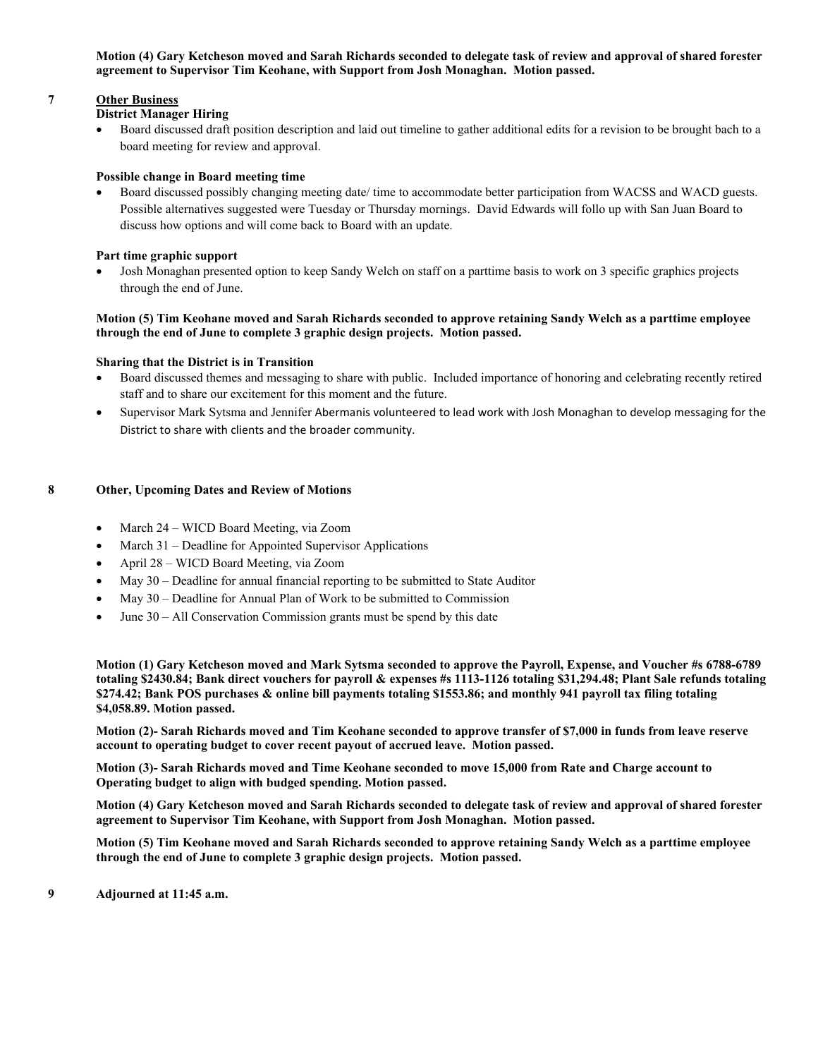**Motion (4) Gary Ketcheson moved and Sarah Richards seconded to delegate task of review and approval of shared forester agreement to Supervisor Tim Keohane, with Support from Josh Monaghan. Motion passed.**

**7 Other Business**

**District Manager Hiring**

- Board discussed draft position description and laid out timeline to gather additional edits for a revision to be brought bach to a board meeting for review and approval.

**Possible change in Board meeting time**

- Board discussed possibly changing meeting date/ time to accommodate better participation from WACSS and WACD guests. Possible alternatives suggested were Tuesday or Thursday mornings. David Edwards will follo up with San Juan Board to discuss how options and will come back to Board with an update.

**Part time graphic support**

- Josh Monaghan presented option to keep Sandy Welch on staff on a parttime basis to work on 3 specific graphics projects through the end of June.

**Motion (5) Tim Keohane moved and Sarah Richards seconded to approve retaining Sandy Welch as a parttime employee through the end of June to complete 3 graphic design projects. Motion passed.**

**Sharing that the District is in Transition**

- Board discussed themes and messaging to share with public. Included importance of honoring and celebrating recently retired staff and to share our excitement for this moment and the future.
- Supervisor Mark Sytsma and Jennifer Abermanis volunteered to lead work with Josh Monaghan to develop messaging for the District to share with clients and the broader community.

**8 Other, Upcoming Dates and Review of Motions**

- March 24 – WICD Board Meeting, via Zoom
- March 31 – Deadline for Appointed Supervisor Applications
- April 28 – WICD Board Meeting, via Zoom
- May 30 – Deadline for annual financial reporting to be submitted to State Auditor
- May 30 – Deadline for Annual Plan of Work to be submitted to Commission
- June 30 – All Conservation Commission grants must be spend by this date

**Motion (1) Gary Ketcheson moved and Mark Sytsma seconded to approve the Payroll, Expense, and Voucher #s 6788-6789 totaling $2430.84; Bank direct vouchers for payroll & expenses #s 1113-1126 totaling $31,294.48; Plant Sale refunds totaling $274.42; Bank POS purchases & online bill payments totaling $1553.86; and monthly 941 payroll tax filing totaling $4,058.89. Motion passed.**

**Motion (2)- Sarah Richards moved and Tim Keohane seconded to approve transfer of $7,000 in funds from leave reserve account to operating budget to cover recent payout of accrued leave. Motion passed.**

**Motion (3)- Sarah Richards moved and Time Keohane seconded to move 15,000 from Rate and Charge account to Operating budget to align with budged spending. Motion passed.**

**Motion (4) Gary Ketcheson moved and Sarah Richards seconded to delegate task of review and approval of shared forester agreement to Supervisor Tim Keohane, with Support from Josh Monaghan. Motion passed.**

**Motion (5) Tim Keohane moved and Sarah Richards seconded to approve retaining Sandy Welch as a parttime employee through the end of June to complete 3 graphic design projects. Motion passed.**

**9 Adjourned at 11:45 a.m.**